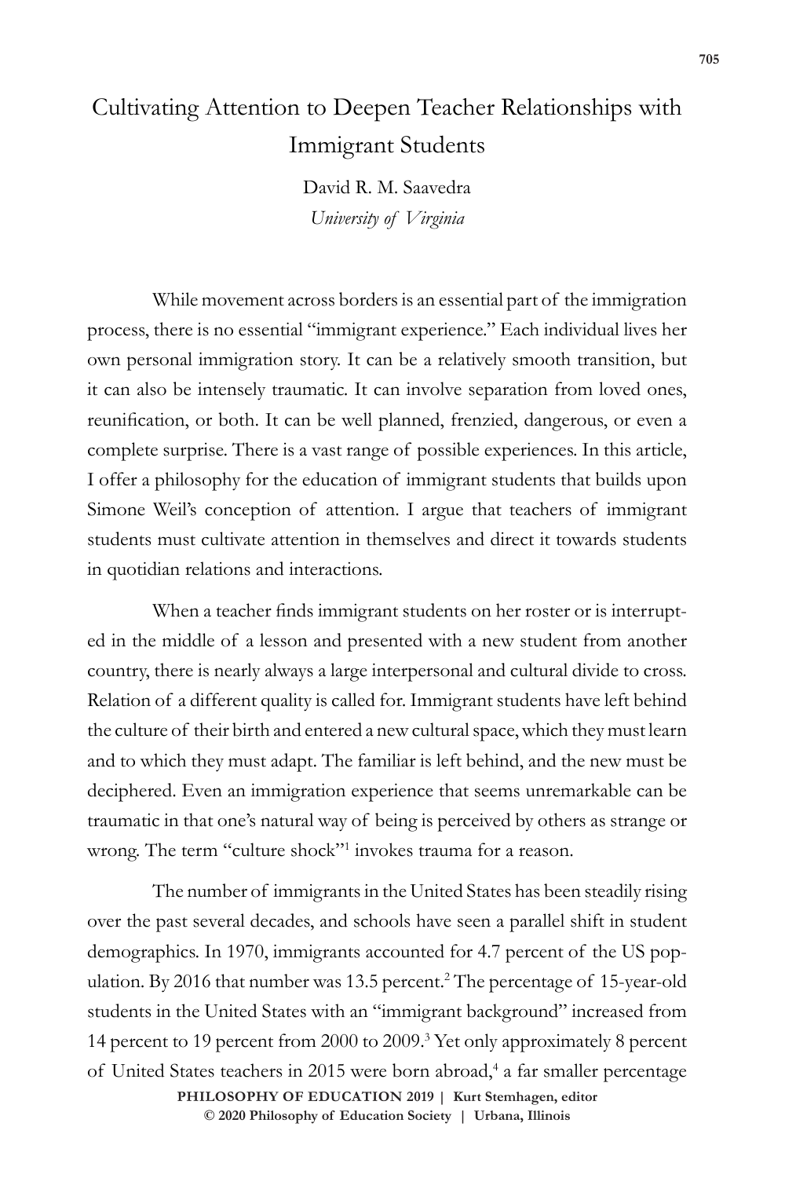# Cultivating Attention to Deepen Teacher Relationships with Immigrant Students

David R. M. Saavedra

*University of Virginia*

While movement across borders is an essential part of the immigration process, there is no essential "immigrant experience." Each individual lives her own personal immigration story. It can be a relatively smooth transition, but it can also be intensely traumatic. It can involve separation from loved ones, reunification, or both. It can be well planned, frenzied, dangerous, or even a complete surprise. There is a vast range of possible experiences. In this article, I offer a philosophy for the education of immigrant students that builds upon Simone Weil's conception of attention. I argue that teachers of immigrant students must cultivate attention in themselves and direct it towards students in quotidian relations and interactions.

When a teacher finds immigrant students on her roster or is interrupted in the middle of a lesson and presented with a new student from another country, there is nearly always a large interpersonal and cultural divide to cross. Relation of a different quality is called for. Immigrant students have left behind the culture of their birth and entered a new cultural space, which they must learn and to which they must adapt. The familiar is left behind, and the new must be deciphered. Even an immigration experience that seems unremarkable can be traumatic in that one's natural way of being is perceived by others as strange or wrong. The term "culture shock"[1] invokes trauma for a reason.

The number of immigrants in the United States has been steadily rising over the past several decades, and schools have seen a parallel shift in student demographics. In 1970, immigrants accounted for 4.7 percent of the US population. By 2016 that number was 13.5 percent.[2] The percentage of 15-year-old students in the United States with an "immigrant background" increased from 14 percent to 19 percent from 2000 to 2009.[3] Yet only approximately 8 percent of United States teachers in 2015 were born abroad,[4] a far smaller percentage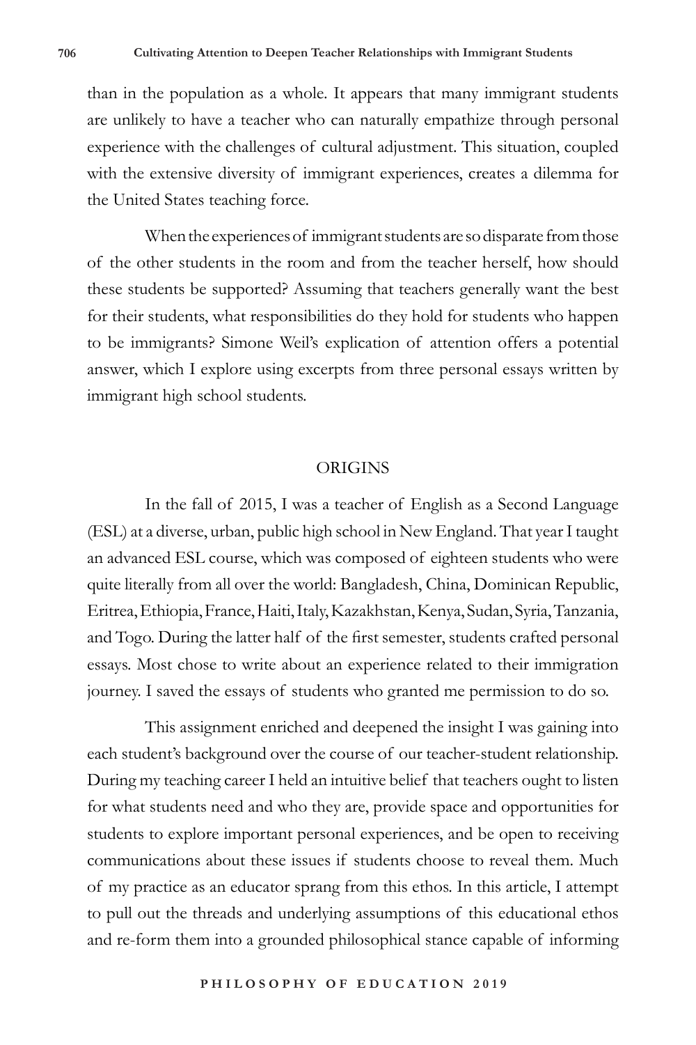than in the population as a whole. It appears that many immigrant students are unlikely to have a teacher who can naturally empathize through personal experience with the challenges of cultural adjustment. This situation, coupled with the extensive diversity of immigrant experiences, creates a dilemma for the United States teaching force.

When the experiences of immigrant students are so disparate from those of the other students in the room and from the teacher herself, how should these students be supported? Assuming that teachers generally want the best for their students, what responsibilities do they hold for students who happen to be immigrants? Simone Weil's explication of attention offers a potential answer, which I explore using excerpts from three personal essays written by immigrant high school students.

## ORIGINS

In the fall of 2015, I was a teacher of English as a Second Language (ESL) at a diverse, urban, public high school in New England. That year I taught an advanced ESL course, which was composed of eighteen students who were quite literally from all over the world: Bangladesh, China, Dominican Republic, Eritrea, Ethiopia, France, Haiti, Italy, Kazakhstan, Kenya, Sudan, Syria, Tanzania, and Togo. During the latter half of the first semester, students crafted personal essays. Most chose to write about an experience related to their immigration journey. I saved the essays of students who granted me permission to do so.

This assignment enriched and deepened the insight I was gaining into each student's background over the course of our teacher-student relationship. During my teaching career I held an intuitive belief that teachers ought to listen for what students need and who they are, provide space and opportunities for students to explore important personal experiences, and be open to receiving communications about these issues if students choose to reveal them. Much of my practice as an educator sprang from this ethos. In this article, I attempt to pull out the threads and underlying assumptions of this educational ethos and re-form them into a grounded philosophical stance capable of informing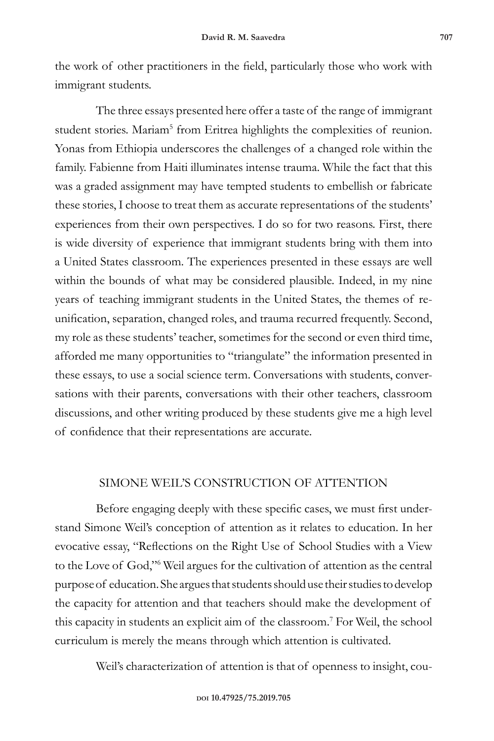the work of other practitioners in the field, particularly those who work with immigrant students.

The three essays presented here offer a taste of the range of immigrant student stories. Mariam[5] from Eritrea highlights the complexities of reunion. Yonas from Ethiopia underscores the challenges of a changed role within the family. Fabienne from Haiti illuminates intense trauma. While the fact that this was a graded assignment may have tempted students to embellish or fabricate these stories, I choose to treat them as accurate representations of the students' experiences from their own perspectives. I do so for two reasons. First, there is wide diversity of experience that immigrant students bring with them into a United States classroom. The experiences presented in these essays are well within the bounds of what may be considered plausible. Indeed, in my nine years of teaching immigrant students in the United States, the themes of reunification, separation, changed roles, and trauma recurred frequently. Second, my role as these students' teacher, sometimes for the second or even third time, afforded me many opportunities to "triangulate" the information presented in these essays, to use a social science term. Conversations with students, conversations with their parents, conversations with their other teachers, classroom discussions, and other writing produced by these students give me a high level of confidence that their representations are accurate.

## SIMONE WEIL'S CONSTRUCTION OF ATTENTION

Before engaging deeply with these specific cases, we must first understand Simone Weil's conception of attention as it relates to education. In her evocative essay, "Reflections on the Right Use of School Studies with a View to the Love of God,"[6] Weil argues for the cultivation of attention as the central purpose of education. She argues that students should use their studies to develop the capacity for attention and that teachers should make the development of this capacity in students an explicit aim of the classroom.[7] For Weil, the school curriculum is merely the means through which attention is cultivated.

Weil's characterization of attention is that of openness to insight, cou-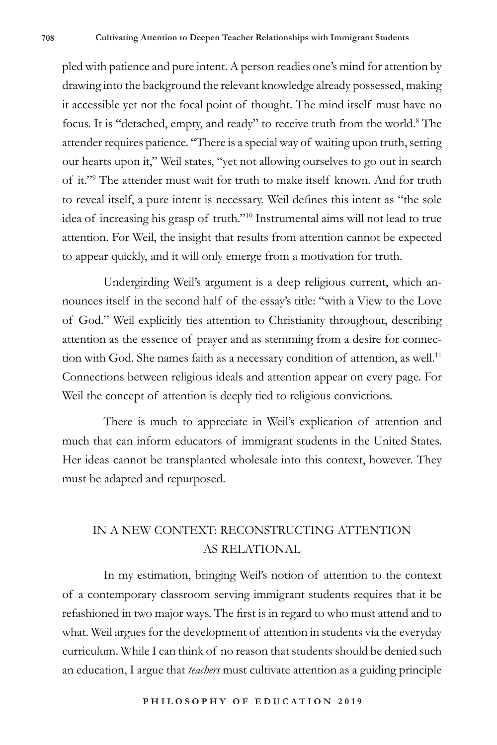pled with patience and pure intent. A person readies one's mind for attention by drawing into the background the relevant knowledge already possessed, making it accessible yet not the focal point of thought. The mind itself must have no focus. It is "detached, empty, and ready" to receive truth from the world.[8] The attender requires patience. "There is a special way of waiting upon truth, setting our hearts upon it," Weil states, "yet not allowing ourselves to go out in search of it."[9] The attender must wait for truth to make itself known. And for truth to reveal itself, a pure intent is necessary. Weil defines this intent as "the sole idea of increasing his grasp of truth."[10] Instrumental aims will not lead to true attention. For Weil, the insight that results from attention cannot be expected to appear quickly, and it will only emerge from a motivation for truth.

Undergirding Weil's argument is a deep religious current, which announces itself in the second half of the essay's title: "with a View to the Love of God." Weil explicitly ties attention to Christianity throughout, describing attention as the essence of prayer and as stemming from a desire for connection with God. She names faith as a necessary condition of attention, as well.[11] Connections between religious ideals and attention appear on every page. For Weil the concept of attention is deeply tied to religious convictions.

There is much to appreciate in Weil's explication of attention and much that can inform educators of immigrant students in the United States. Her ideas cannot be transplanted wholesale into this context, however. They must be adapted and repurposed.

## IN A NEW CONTEXT: RECONSTRUCTING ATTENTION AS RELATIONAL

In my estimation, bringing Weil's notion of attention to the context of a contemporary classroom serving immigrant students requires that it be refashioned in two major ways. The first is in regard to who must attend and to what. Weil argues for the development of attention in students via the everyday curriculum. While I can think of no reason that students should be denied such an education, I argue that *teachers* must cultivate attention as a guiding principle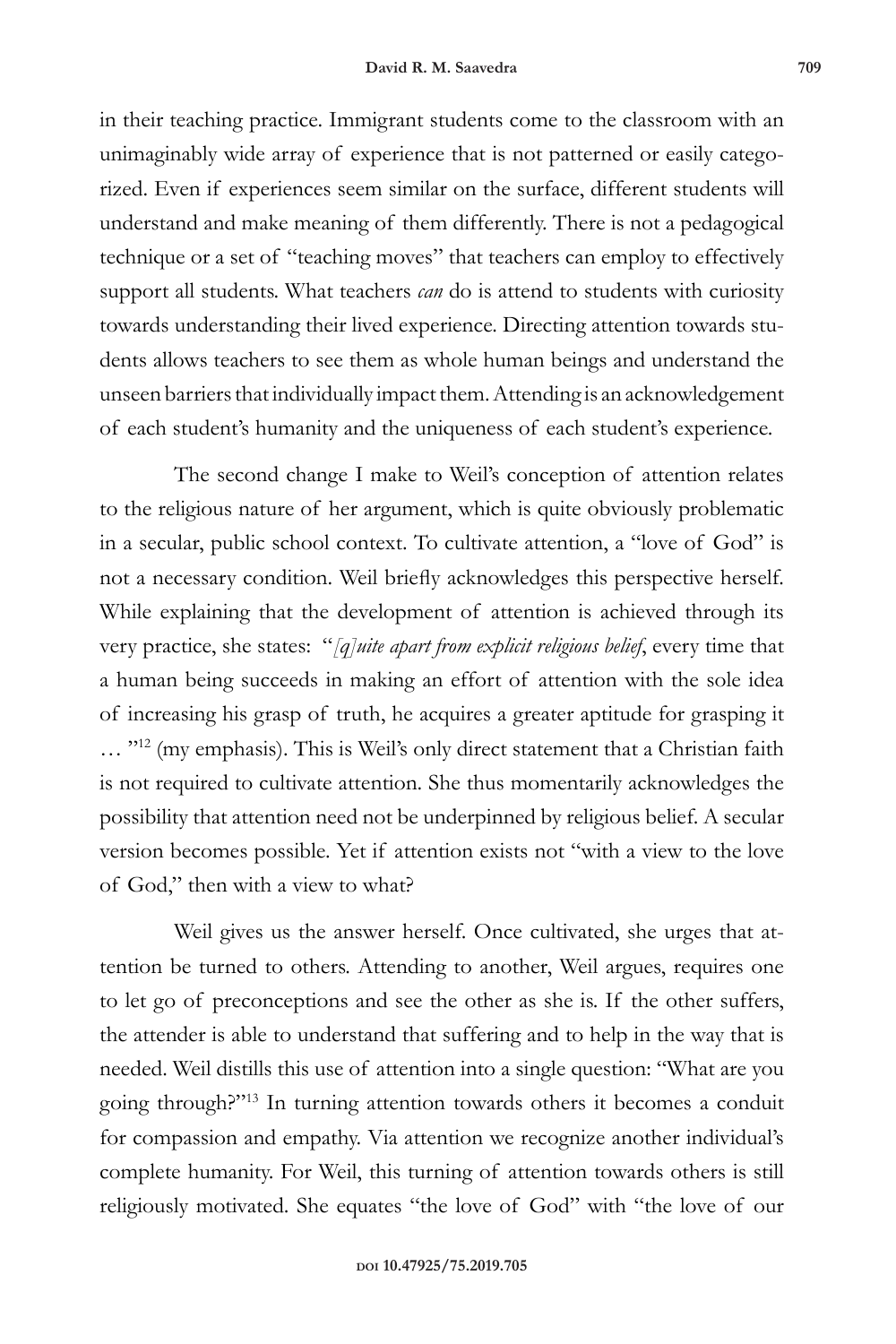in their teaching practice. Immigrant students come to the classroom with an unimaginably wide array of experience that is not patterned or easily categorized. Even if experiences seem similar on the surface, different students will understand and make meaning of them differently. There is not a pedagogical technique or a set of "teaching moves" that teachers can employ to effectively support all students. What teachers *can* do is attend to students with curiosity towards understanding their lived experience. Directing attention towards students allows teachers to see them as whole human beings and understand the unseen barriers that individually impact them. Attending is an acknowledgement of each student's humanity and the uniqueness of each student's experience.

The second change I make to Weil's conception of attention relates to the religious nature of her argument, which is quite obviously problematic in a secular, public school context. To cultivate attention, a "love of God" is not a necessary condition. Weil briefly acknowledges this perspective herself. While explaining that the development of attention is achieved through its very practice, she states: "*[q]uite apart from explicit religious belief*, every time that a human being succeeds in making an effort of attention with the sole idea of increasing his grasp of truth, he acquires a greater aptitude for grasping it … "[12] (my emphasis). This is Weil's only direct statement that a Christian faith is not required to cultivate attention. She thus momentarily acknowledges the possibility that attention need not be underpinned by religious belief. A secular version becomes possible. Yet if attention exists not "with a view to the love of God," then with a view to what?

Weil gives us the answer herself. Once cultivated, she urges that attention be turned to others. Attending to another, Weil argues, requires one to let go of preconceptions and see the other as she is. If the other suffers, the attender is able to understand that suffering and to help in the way that is needed. Weil distills this use of attention into a single question: "What are you going through?"[13] In turning attention towards others it becomes a conduit for compassion and empathy. Via attention we recognize another individual's complete humanity. For Weil, this turning of attention towards others is still religiously motivated. She equates "the love of God" with "the love of our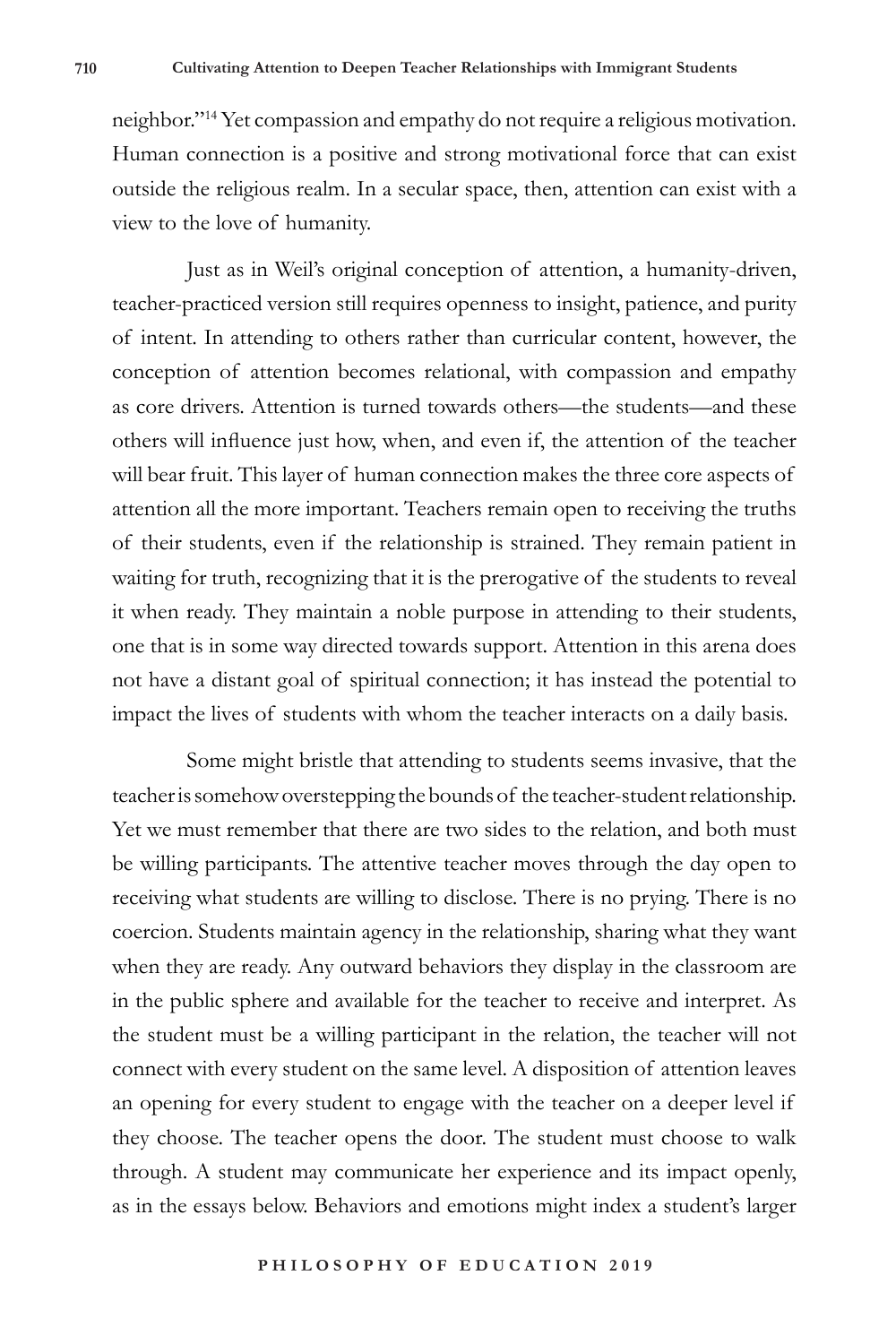neighbor."[14] Yet compassion and empathy do not require a religious motivation. Human connection is a positive and strong motivational force that can exist outside the religious realm. In a secular space, then, attention can exist with a view to the love of humanity.

Just as in Weil's original conception of attention, a humanity-driven, teacher-practiced version still requires openness to insight, patience, and purity of intent. In attending to others rather than curricular content, however, the conception of attention becomes relational, with compassion and empathy as core drivers. Attention is turned towards others—the students—and these others will influence just how, when, and even if, the attention of the teacher will bear fruit. This layer of human connection makes the three core aspects of attention all the more important. Teachers remain open to receiving the truths of their students, even if the relationship is strained. They remain patient in waiting for truth, recognizing that it is the prerogative of the students to reveal it when ready. They maintain a noble purpose in attending to their students, one that is in some way directed towards support. Attention in this arena does not have a distant goal of spiritual connection; it has instead the potential to impact the lives of students with whom the teacher interacts on a daily basis.

Some might bristle that attending to students seems invasive, that the teacher is somehow overstepping the bounds of the teacher-student relationship. Yet we must remember that there are two sides to the relation, and both must be willing participants. The attentive teacher moves through the day open to receiving what students are willing to disclose. There is no prying. There is no coercion. Students maintain agency in the relationship, sharing what they want when they are ready. Any outward behaviors they display in the classroom are in the public sphere and available for the teacher to receive and interpret. As the student must be a willing participant in the relation, the teacher will not connect with every student on the same level. A disposition of attention leaves an opening for every student to engage with the teacher on a deeper level if they choose. The teacher opens the door. The student must choose to walk through. A student may communicate her experience and its impact openly, as in the essays below. Behaviors and emotions might index a student's larger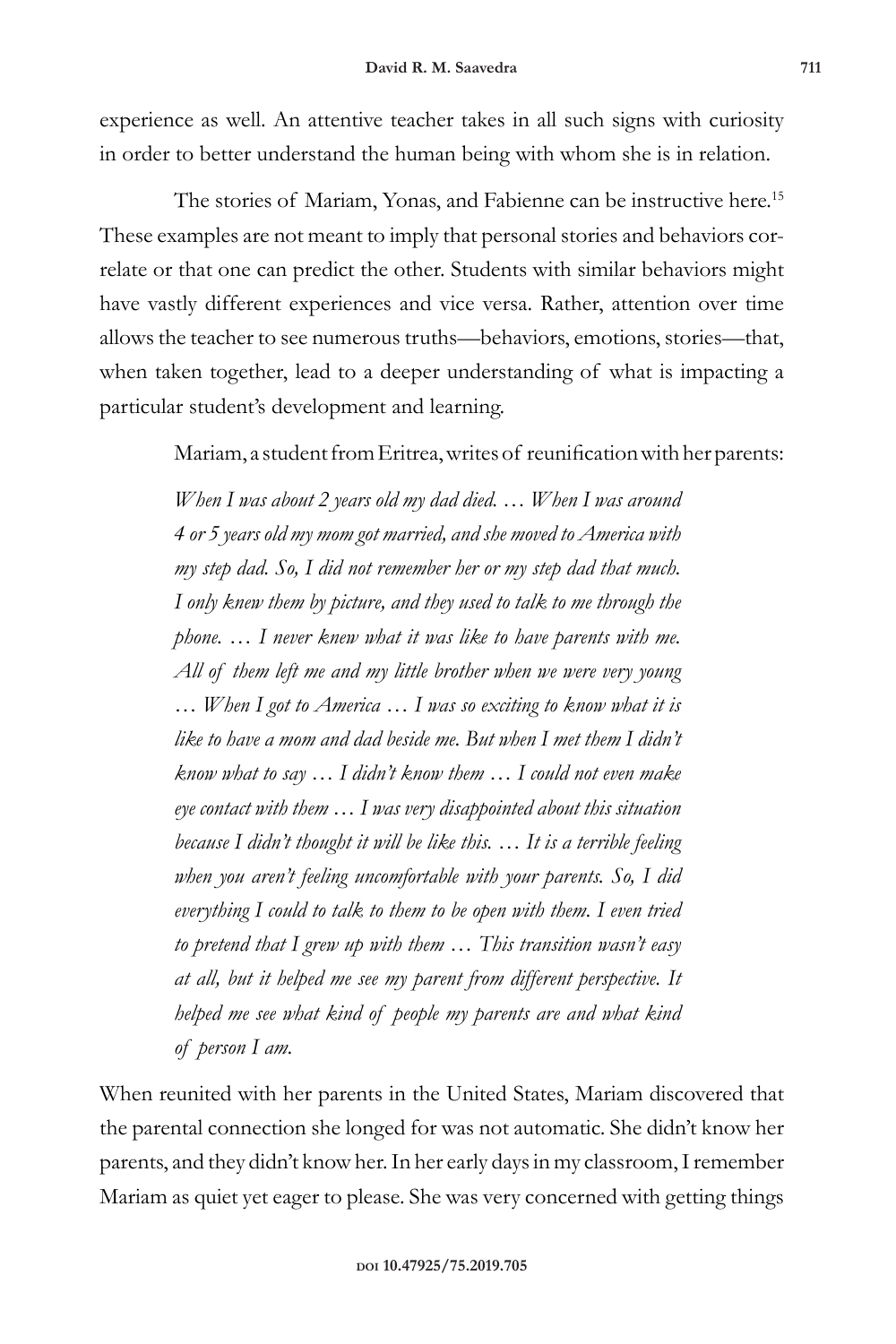experience as well. An attentive teacher takes in all such signs with curiosity in order to better understand the human being with whom she is in relation.

The stories of Mariam, Yonas, and Fabienne can be instructive here.[15] These examples are not meant to imply that personal stories and behaviors correlate or that one can predict the other. Students with similar behaviors might have vastly different experiences and vice versa. Rather, attention over time allows the teacher to see numerous truths—behaviors, emotions, stories—that, when taken together, lead to a deeper understanding of what is impacting a particular student's development and learning.

Mariam, a student from Eritrea, writes of reunification with her parents:

> *When I was about 2 years old my dad died. … When I was around 4 or 5 years old my mom got married, and she moved to America with my step dad. So, I did not remember her or my step dad that much. I only knew them by picture, and they used to talk to me through the phone. … I never knew what it was like to have parents with me. All of them left me and my little brother when we were very young … When I got to America … I was so exciting to know what it is like to have a mom and dad beside me. But when I met them I didn't know what to say … I didn't know them … I could not even make eye contact with them … I was very disappointed about this situation because I didn't thought it will be like this. … It is a terrible feeling when you aren't feeling uncomfortable with your parents. So, I did everything I could to talk to them to be open with them. I even tried to pretend that I grew up with them … This transition wasn't easy at all, but it helped me see my parent from different perspective. It helped me see what kind of people my parents are and what kind of person I am.*

When reunited with her parents in the United States, Mariam discovered that the parental connection she longed for was not automatic. She didn't know her parents, and they didn't know her. In her early days in my classroom, I remember Mariam as quiet yet eager to please. She was very concerned with getting things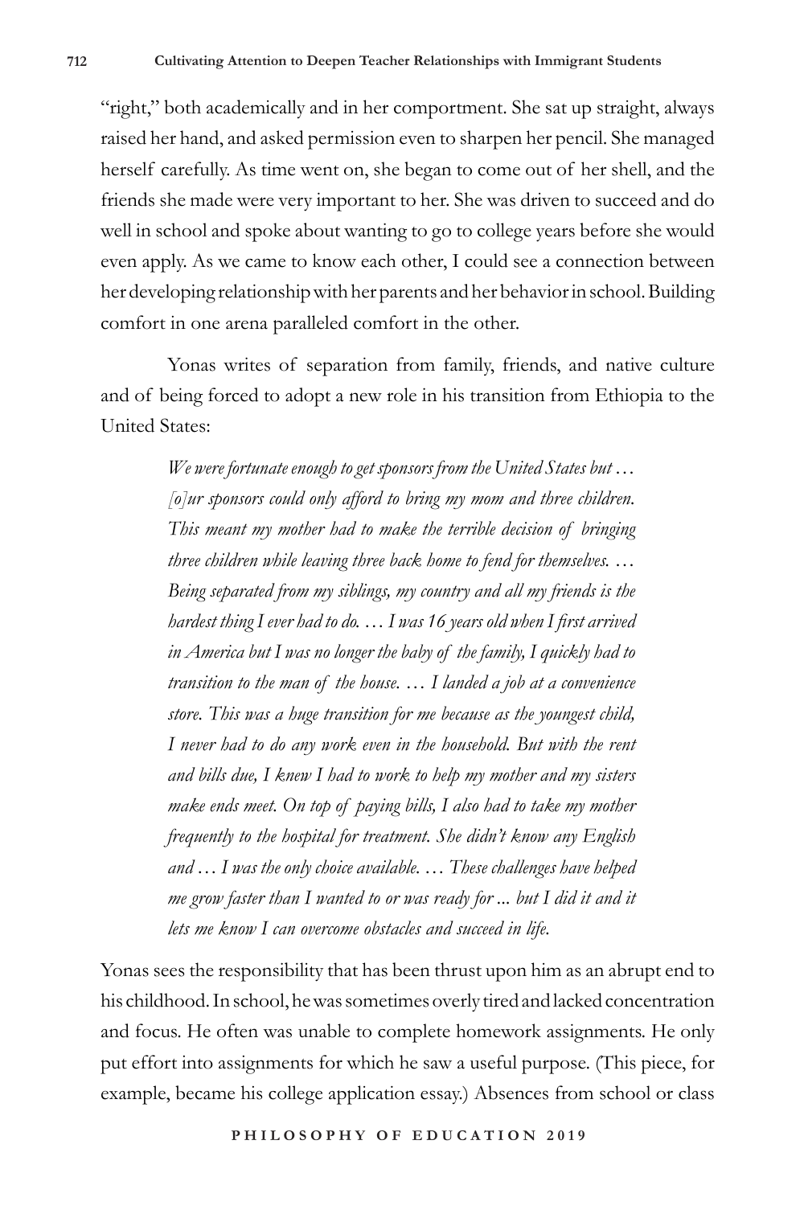"right," both academically and in her comportment. She sat up straight, always raised her hand, and asked permission even to sharpen her pencil. She managed herself carefully. As time went on, she began to come out of her shell, and the friends she made were very important to her. She was driven to succeed and do well in school and spoke about wanting to go to college years before she would even apply. As we came to know each other, I could see a connection between her developing relationship with her parents and her behavior in school. Building comfort in one arena paralleled comfort in the other.

Yonas writes of separation from family, friends, and native culture and of being forced to adopt a new role in his transition from Ethiopia to the United States:

> *We were fortunate enough to get sponsors from the United States but … [o]ur sponsors could only afford to bring my mom and three children. This meant my mother had to make the terrible decision of bringing three children while leaving three back home to fend for themselves. … Being separated from my siblings, my country and all my friends is the hardest thing I ever had to do. … I was 16 years old when I first arrived in America but I was no longer the baby of the family, I quickly had to transition to the man of the house. … I landed a job at a convenience store. This was a huge transition for me because as the youngest child, I never had to do any work even in the household. But with the rent and bills due, I knew I had to work to help my mother and my sisters make ends meet. On top of paying bills, I also had to take my mother frequently to the hospital for treatment. She didn't know any English and … I was the only choice available. … These challenges have helped me grow faster than I wanted to or was ready for ... but I did it and it lets me know I can overcome obstacles and succeed in life.*

Yonas sees the responsibility that has been thrust upon him as an abrupt end to his childhood. In school, he was sometimes overly tired and lacked concentration and focus. He often was unable to complete homework assignments. He only put effort into assignments for which he saw a useful purpose. (This piece, for example, became his college application essay.) Absences from school or class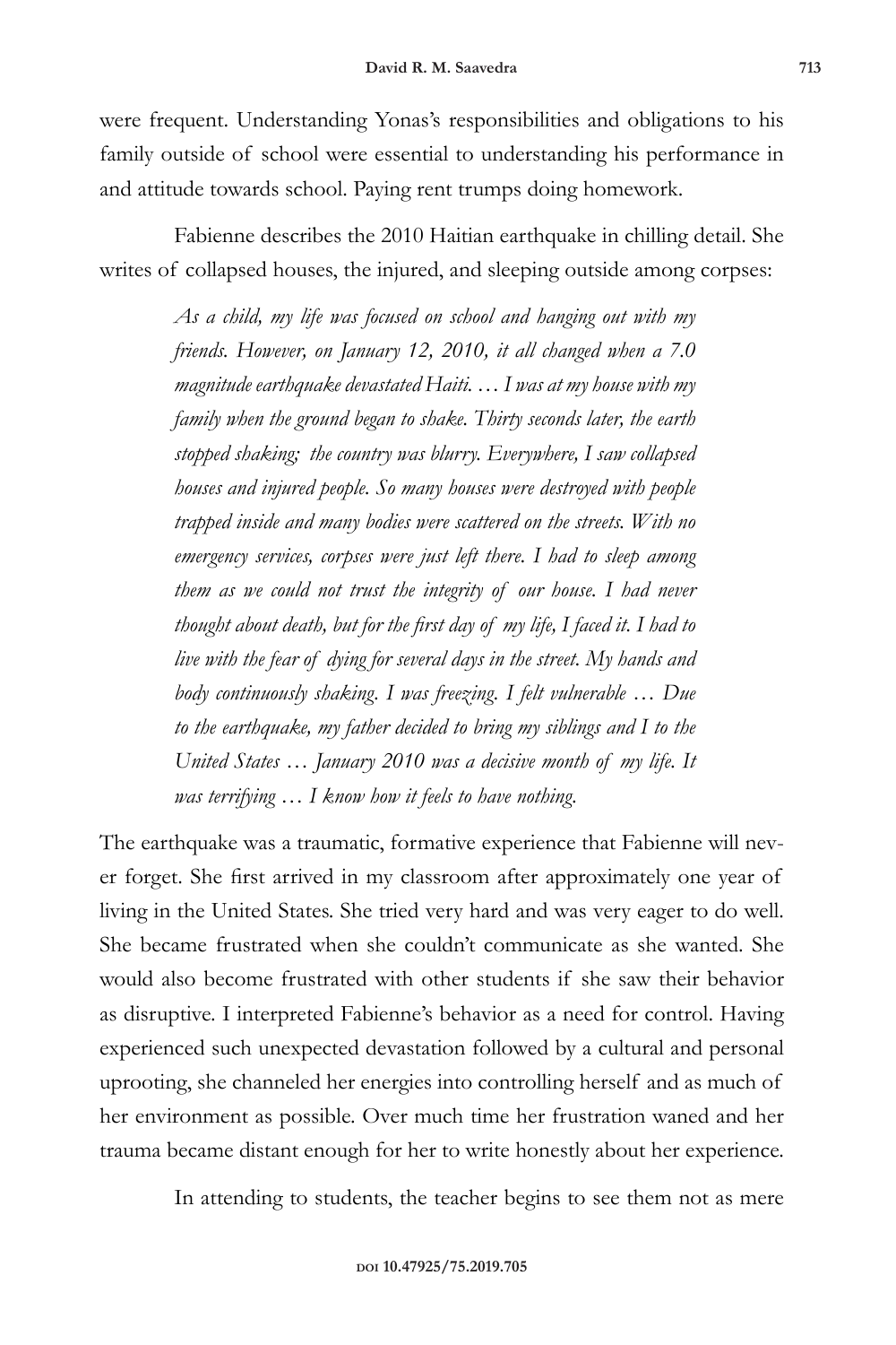were frequent. Understanding Yonas's responsibilities and obligations to his family outside of school were essential to understanding his performance in and attitude towards school. Paying rent trumps doing homework.

Fabienne describes the 2010 Haitian earthquake in chilling detail. She writes of collapsed houses, the injured, and sleeping outside among corpses:

> *As a child, my life was focused on school and hanging out with my friends. However, on January 12, 2010, it all changed when a 7.0 magnitude earthquake devastated Haiti. … I was at my house with my family when the ground began to shake. Thirty seconds later, the earth stopped shaking; the country was blurry. Everywhere, I saw collapsed houses and injured people. So many houses were destroyed with people trapped inside and many bodies were scattered on the streets. With no emergency services, corpses were just left there. I had to sleep among them as we could not trust the integrity of our house. I had never thought about death, but for the first day of my life, I faced it. I had to live with the fear of dying for several days in the street. My hands and body continuously shaking. I was freezing. I felt vulnerable … Due to the earthquake, my father decided to bring my siblings and I to the United States … January 2010 was a decisive month of my life. It was terrifying … I know how it feels to have nothing.*

The earthquake was a traumatic, formative experience that Fabienne will never forget. She first arrived in my classroom after approximately one year of living in the United States. She tried very hard and was very eager to do well. She became frustrated when she couldn't communicate as she wanted. She would also become frustrated with other students if she saw their behavior as disruptive. I interpreted Fabienne's behavior as a need for control. Having experienced such unexpected devastation followed by a cultural and personal uprooting, she channeled her energies into controlling herself and as much of her environment as possible. Over much time her frustration waned and her trauma became distant enough for her to write honestly about her experience.

In attending to students, the teacher begins to see them not as mere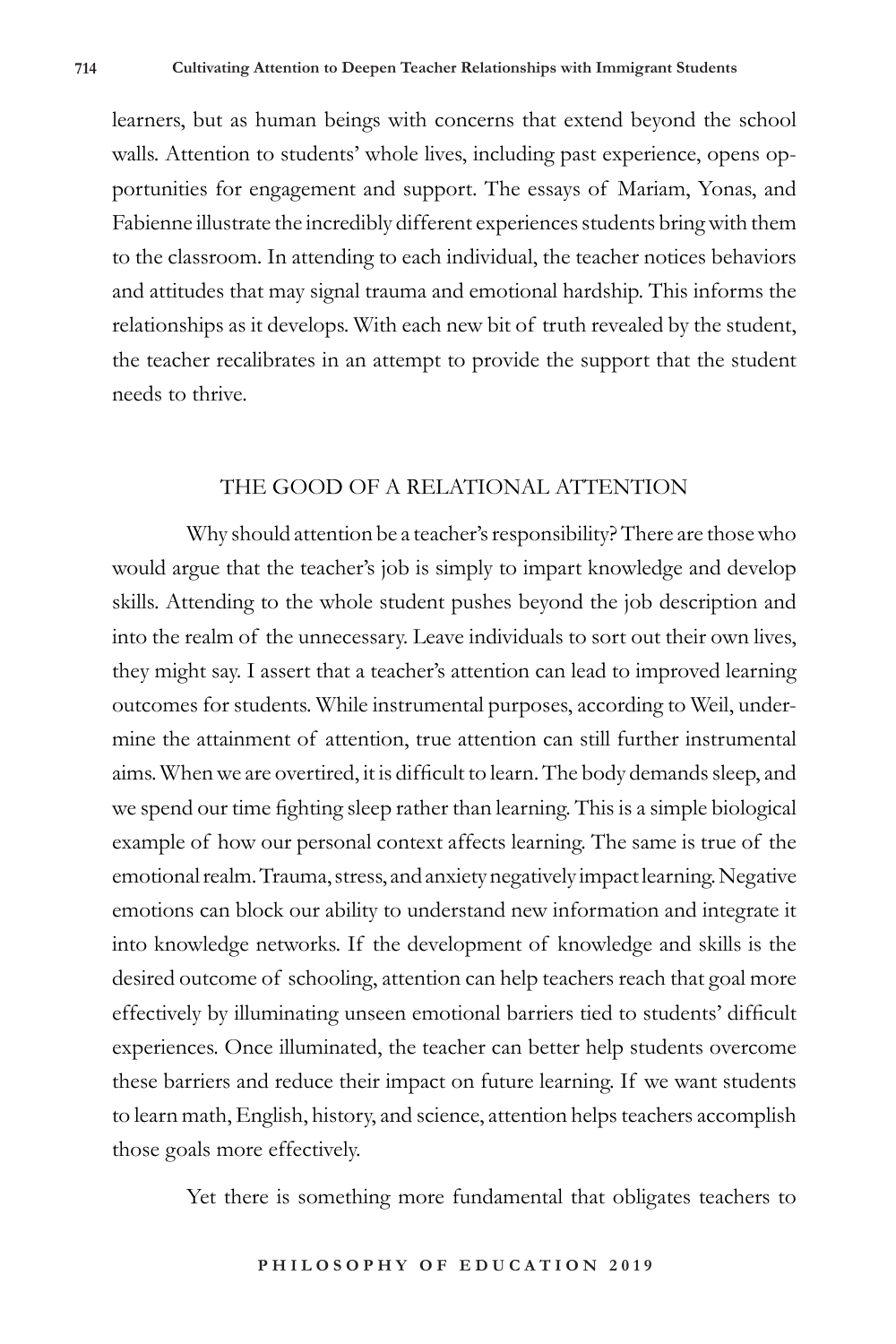learners, but as human beings with concerns that extend beyond the school walls. Attention to students' whole lives, including past experience, opens opportunities for engagement and support. The essays of Mariam, Yonas, and Fabienne illustrate the incredibly different experiences students bring with them to the classroom. In attending to each individual, the teacher notices behaviors and attitudes that may signal trauma and emotional hardship. This informs the relationships as it develops. With each new bit of truth revealed by the student, the teacher recalibrates in an attempt to provide the support that the student needs to thrive.

## THE GOOD OF A RELATIONAL ATTENTION

Why should attention be a teacher's responsibility? There are those who would argue that the teacher's job is simply to impart knowledge and develop skills. Attending to the whole student pushes beyond the job description and into the realm of the unnecessary. Leave individuals to sort out their own lives, they might say. I assert that a teacher's attention can lead to improved learning outcomes for students. While instrumental purposes, according to Weil, undermine the attainment of attention, true attention can still further instrumental aims. When we are overtired, it is difficult to learn. The body demands sleep, and we spend our time fighting sleep rather than learning. This is a simple biological example of how our personal context affects learning. The same is true of the emotional realm. Trauma, stress, and anxiety negatively impact learning. Negative emotions can block our ability to understand new information and integrate it into knowledge networks. If the development of knowledge and skills is the desired outcome of schooling, attention can help teachers reach that goal more effectively by illuminating unseen emotional barriers tied to students' difficult experiences. Once illuminated, the teacher can better help students overcome these barriers and reduce their impact on future learning. If we want students to learn math, English, history, and science, attention helps teachers accomplish those goals more effectively.

Yet there is something more fundamental that obligates teachers to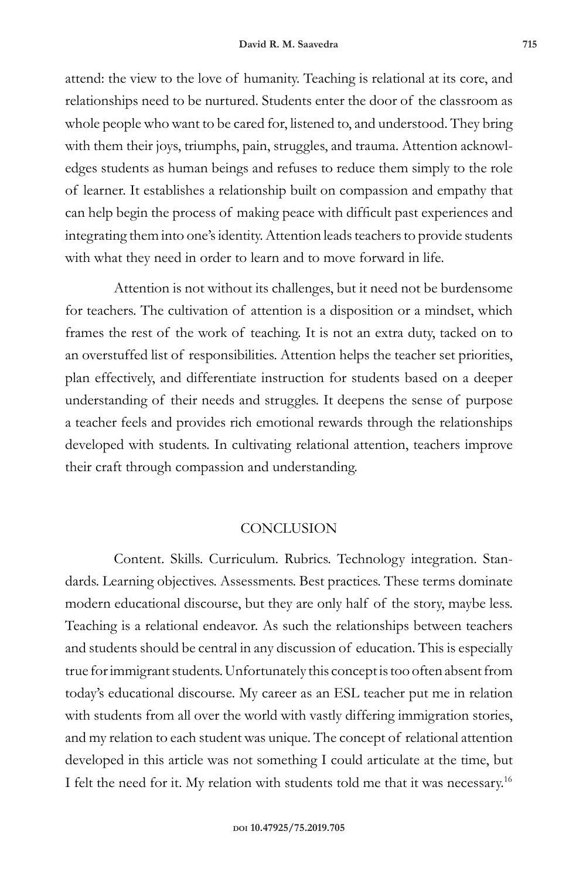attend: the view to the love of humanity. Teaching is relational at its core, and relationships need to be nurtured. Students enter the door of the classroom as whole people who want to be cared for, listened to, and understood. They bring with them their joys, triumphs, pain, struggles, and trauma. Attention acknowledges students as human beings and refuses to reduce them simply to the role of learner. It establishes a relationship built on compassion and empathy that can help begin the process of making peace with difficult past experiences and integrating them into one's identity. Attention leads teachers to provide students with what they need in order to learn and to move forward in life.

Attention is not without its challenges, but it need not be burdensome for teachers. The cultivation of attention is a disposition or a mindset, which frames the rest of the work of teaching. It is not an extra duty, tacked on to an overstuffed list of responsibilities. Attention helps the teacher set priorities, plan effectively, and differentiate instruction for students based on a deeper understanding of their needs and struggles. It deepens the sense of purpose a teacher feels and provides rich emotional rewards through the relationships developed with students. In cultivating relational attention, teachers improve their craft through compassion and understanding.

## CONCLUSION

Content. Skills. Curriculum. Rubrics. Technology integration. Standards. Learning objectives. Assessments. Best practices. These terms dominate modern educational discourse, but they are only half of the story, maybe less. Teaching is a relational endeavor. As such the relationships between teachers and students should be central in any discussion of education. This is especially true for immigrant students. Unfortunately this concept is too often absent from today's educational discourse. My career as an ESL teacher put me in relation with students from all over the world with vastly differing immigration stories, and my relation to each student was unique. The concept of relational attention developed in this article was not something I could articulate at the time, but I felt the need for it. My relation with students told me that it was necessary.[16]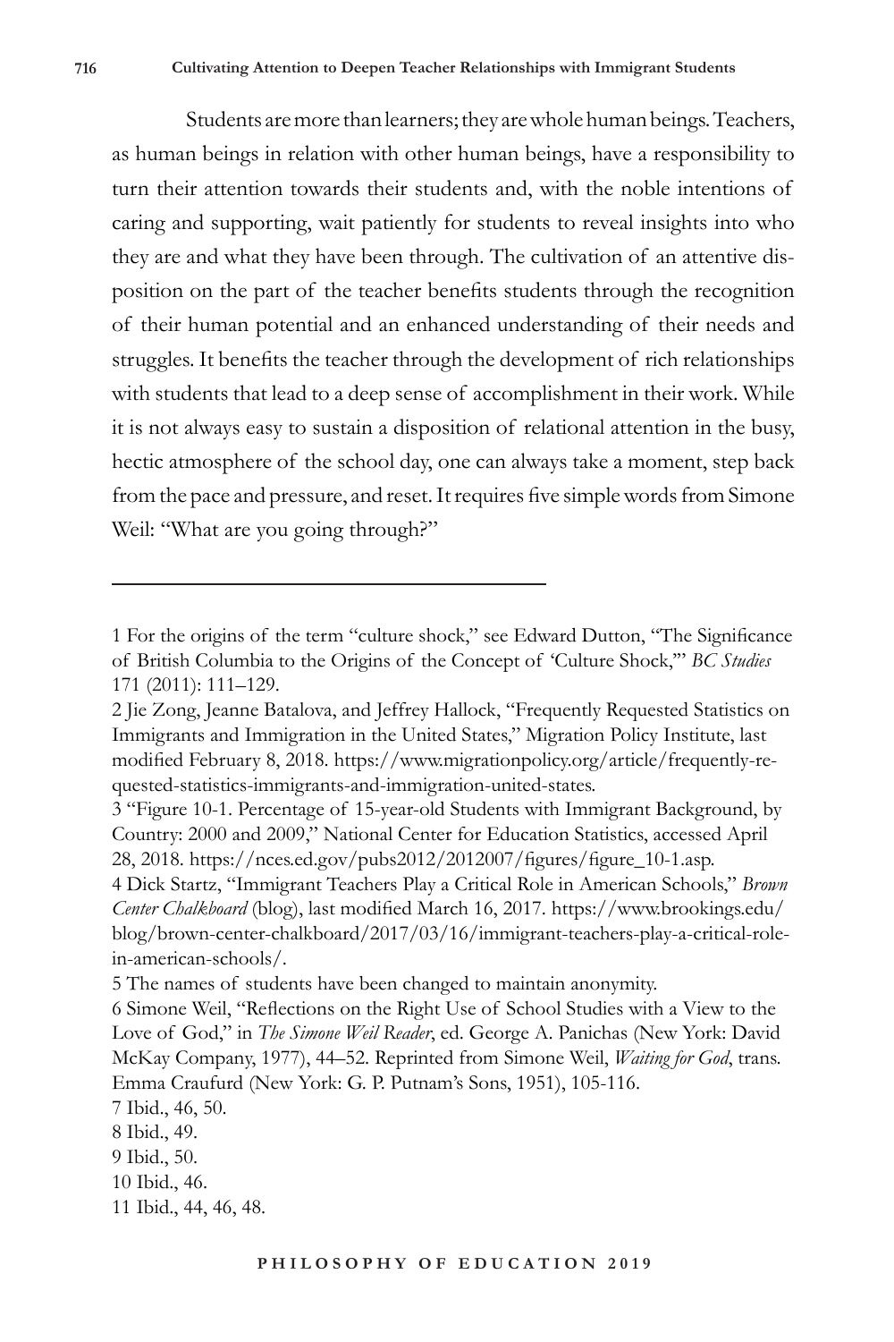Students are more than learners; they are whole human beings. Teachers, as human beings in relation with other human beings, have a responsibility to turn their attention towards their students and, with the noble intentions of caring and supporting, wait patiently for students to reveal insights into who they are and what they have been through. The cultivation of an attentive disposition on the part of the teacher benefits students through the recognition of their human potential and an enhanced understanding of their needs and struggles. It benefits the teacher through the development of rich relationships with students that lead to a deep sense of accomplishment in their work. While it is not always easy to sustain a disposition of relational attention in the busy, hectic atmosphere of the school day, one can always take a moment, step back from the pace and pressure, and reset. It requires five simple words from Simone Weil: "What are you going through?"

---

1 For the origins of the term "culture shock," see Edward Dutton, "The Significance of British Columbia to the Origins of the Concept of 'Culture Shock,'" *BC Studies* 171 (2011): 111–129.

2 Jie Zong, Jeanne Batalova, and Jeffrey Hallock, "Frequently Requested Statistics on Immigrants and Immigration in the United States," Migration Policy Institute, last modified February 8, 2018. https://www.migrationpolicy.org/article/frequently-requested-statistics-immigrants-and-immigration-united-states.

3 "Figure 10-1. Percentage of 15-year-old Students with Immigrant Background, by Country: 2000 and 2009," National Center for Education Statistics, accessed April 28, 2018. https://nces.ed.gov/pubs2012/2012007/figures/figure_10-1.asp.

4 Dick Startz, "Immigrant Teachers Play a Critical Role in American Schools," *Brown Center Chalkboard* (blog), last modified March 16, 2017. https://www.brookings.edu/blog/brown-center-chalkboard/2017/03/16/immigrant-teachers-play-a-critical-role-in-american-schools/.

5 The names of students have been changed to maintain anonymity.

6 Simone Weil, "Reflections on the Right Use of School Studies with a View to the Love of God," in *The Simone Weil Reader*, ed. George A. Panichas (New York: David McKay Company, 1977), 44–52. Reprinted from Simone Weil, *Waiting for God*, trans. Emma Craufurd (New York: G. P. Putnam's Sons, 1951), 105-116.

7 Ibid., 46, 50.

8 Ibid., 49.

9 Ibid., 50.

10 Ibid., 46.

11 Ibid., 44, 46, 48.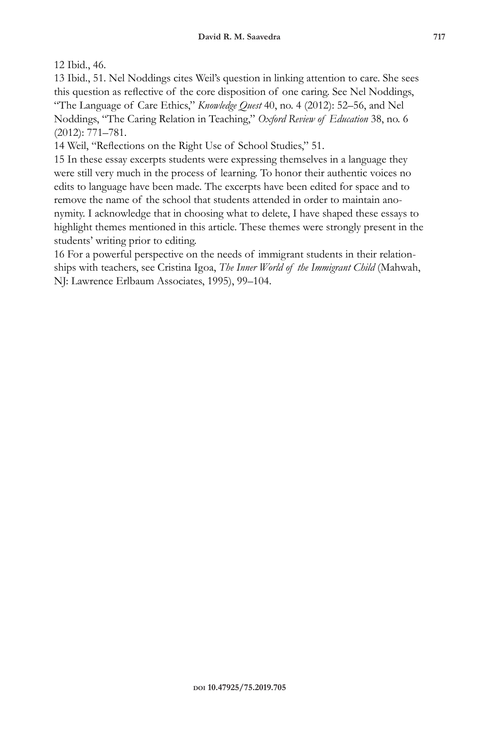12 Ibid., 46.

13 Ibid., 51. Nel Noddings cites Weil's question in linking attention to care. She sees this question as reflective of the core disposition of one caring. See Nel Noddings, "The Language of Care Ethics," *Knowledge Quest* 40, no. 4 (2012): 52–56, and Nel Noddings, "The Caring Relation in Teaching," *Oxford Review of Education* 38, no. 6 (2012): 771–781.

14 Weil, "Reflections on the Right Use of School Studies," 51.

15 In these essay excerpts students were expressing themselves in a language they were still very much in the process of learning. To honor their authentic voices no edits to language have been made. The excerpts have been edited for space and to remove the name of the school that students attended in order to maintain anonymity. I acknowledge that in choosing what to delete, I have shaped these essays to highlight themes mentioned in this article. These themes were strongly present in the students' writing prior to editing.

16 For a powerful perspective on the needs of immigrant students in their relationships with teachers, see Cristina Igoa, *The Inner World of the Immigrant Child* (Mahwah, NJ: Lawrence Erlbaum Associates, 1995), 99–104.